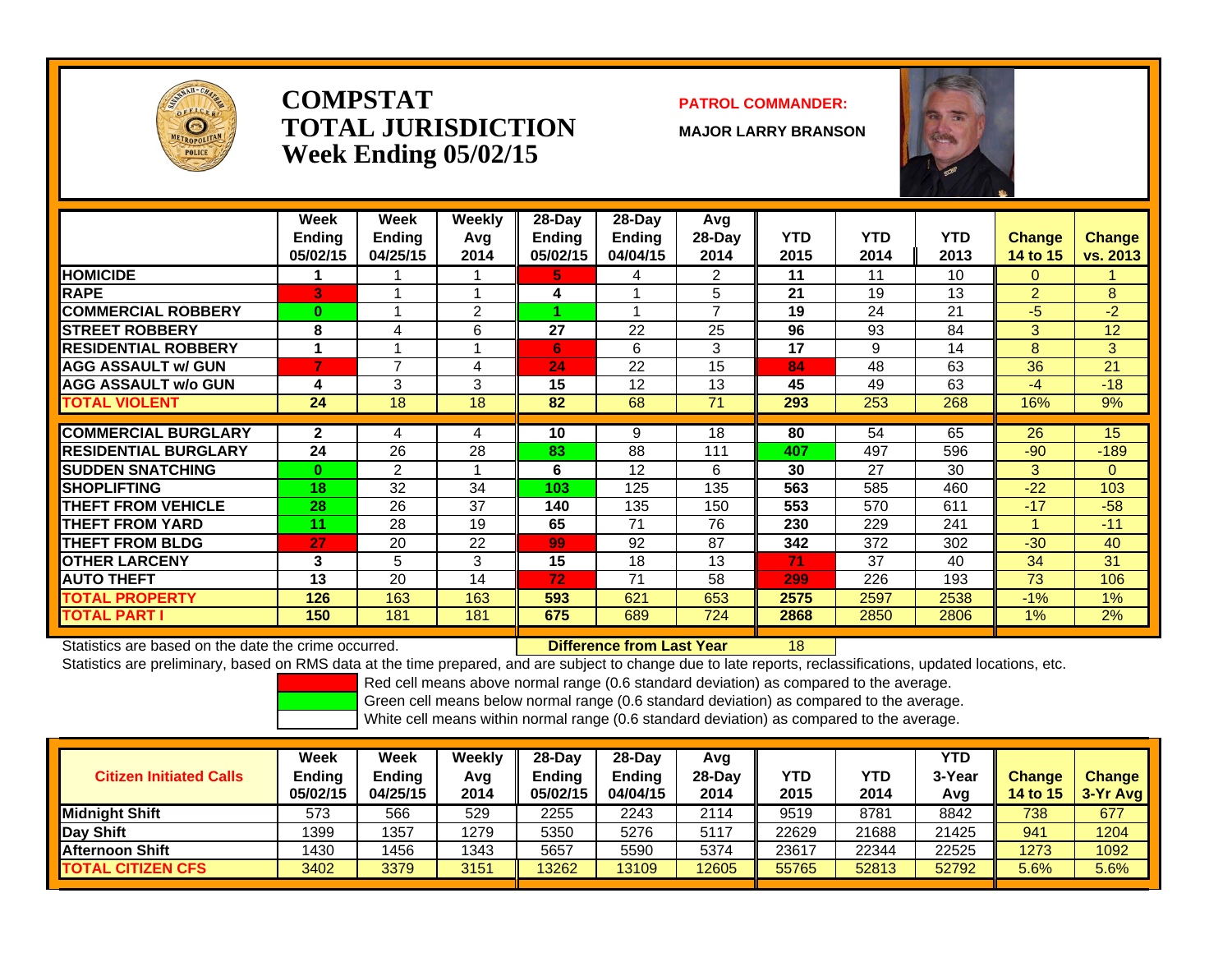# COMPSTAT TOTAL JURISDICTION Week Ending 05/02/15

**PATROL COMMANDER:**

**MAJOR LARRY BRANSON**

| | Week Ending 05/02/15 | Week Ending 04/25/15 | Weekly Avg 2014 | 28-Day Ending 05/02/15 | 28-Day Ending 04/04/15 | Avg 28-Day 2014 | YTD 2015 | YTD 2014 | YTD 2013 | Change 14 to 15 | Change vs. 2013 |
|---|---|---|---|---|---|---|---|---|---|---|---|
| HOMICIDE | 1 | 1 | 1 | 5 | 4 | 2 | 11 | 11 | 10 | 0 | 1 |
| RAPE | 3 | 1 | 1 | 4 | 1 | 5 | 21 | 19 | 13 | 2 | 8 |
| COMMERCIAL ROBBERY | 0 | 1 | 2 | 1 | 1 | 7 | 19 | 24 | 21 | -5 | -2 |
| STREET ROBBERY | 8 | 4 | 6 | 27 | 22 | 25 | 96 | 93 | 84 | 3 | 12 |
| RESIDENTIAL ROBBERY | 1 | 1 | 1 | 6 | 6 | 3 | 17 | 9 | 14 | 8 | 3 |
| AGG ASSAULT w/ GUN | 7 | 7 | 4 | 24 | 22 | 15 | 84 | 48 | 63 | 36 | 21 |
| AGG ASSAULT w/o GUN | 4 | 3 | 3 | 15 | 12 | 13 | 45 | 49 | 63 | -4 | -18 |
| TOTAL VIOLENT | 24 | 18 | 18 | 82 | 68 | 71 | 293 | 253 | 268 | 16% | 9% |
| COMMERCIAL BURGLARY | 2 | 4 | 4 | 10 | 9 | 18 | 80 | 54 | 65 | 26 | 15 |
| RESIDENTIAL BURGLARY | 24 | 26 | 28 | 83 | 88 | 111 | 407 | 497 | 596 | -90 | -189 |
| SUDDEN SNATCHING | 0 | 2 | 1 | 6 | 12 | 6 | 30 | 27 | 30 | 3 | 0 |
| SHOPLIFTING | 18 | 32 | 34 | 103 | 125 | 135 | 563 | 585 | 460 | -22 | 103 |
| THEFT FROM VEHICLE | 28 | 26 | 37 | 140 | 135 | 150 | 553 | 570 | 611 | -17 | -58 |
| THEFT FROM YARD | 11 | 28 | 19 | 65 | 71 | 76 | 230 | 229 | 241 | 1 | -11 |
| THEFT FROM BLDG | 27 | 20 | 22 | 99 | 92 | 87 | 342 | 372 | 302 | -30 | 40 |
| OTHER LARCENY | 3 | 5 | 3 | 15 | 18 | 13 | 71 | 37 | 40 | 34 | 31 |
| AUTO THEFT | 13 | 20 | 14 | 72 | 71 | 58 | 299 | 226 | 193 | 73 | 106 |
| TOTAL PROPERTY | 126 | 163 | 163 | 593 | 621 | 653 | 2575 | 2597 | 2538 | -1% | 1% |
| TOTAL PART I | 150 | 181 | 181 | 675 | 689 | 724 | 2868 | 2850 | 2806 | 1% | 2% |

Statistics are based on the date the crime occurred. **Difference from Last Year** 18

Statistics are preliminary, based on RMS data at the time prepared, and are subject to change due to late reports, reclassifications, updated locations, etc.

Red cell means above normal range (0.6 standard deviation) as compared to the average.
Green cell means below normal range (0.6 standard deviation) as compared to the average.
White cell means within normal range (0.6 standard deviation) as compared to the average.

| Citizen Initiated Calls | Week Ending 05/02/15 | Week Ending 04/25/15 | Weekly Avg 2014 | 28-Day Ending 05/02/15 | 28-Day Ending 04/04/15 | Avg 28-Day 2014 | YTD 2015 | YTD 2014 | YTD 3-Year Avg | Change 14 to 15 | Change 3-Yr Avg |
|---|---|---|---|---|---|---|---|---|---|---|---|
| Midnight Shift | 573 | 566 | 529 | 2255 | 2243 | 2114 | 9519 | 8781 | 8842 | 738 | 677 |
| Day Shift | 1399 | 1357 | 1279 | 5350 | 5276 | 5117 | 22629 | 21688 | 21425 | 941 | 1204 |
| Afternoon Shift | 1430 | 1456 | 1343 | 5657 | 5590 | 5374 | 23617 | 22344 | 22525 | 1273 | 1092 |
| TOTAL CITIZEN CFS | 3402 | 3379 | 3151 | 13262 | 13109 | 12605 | 55765 | 52813 | 52792 | 5.6% | 5.6% |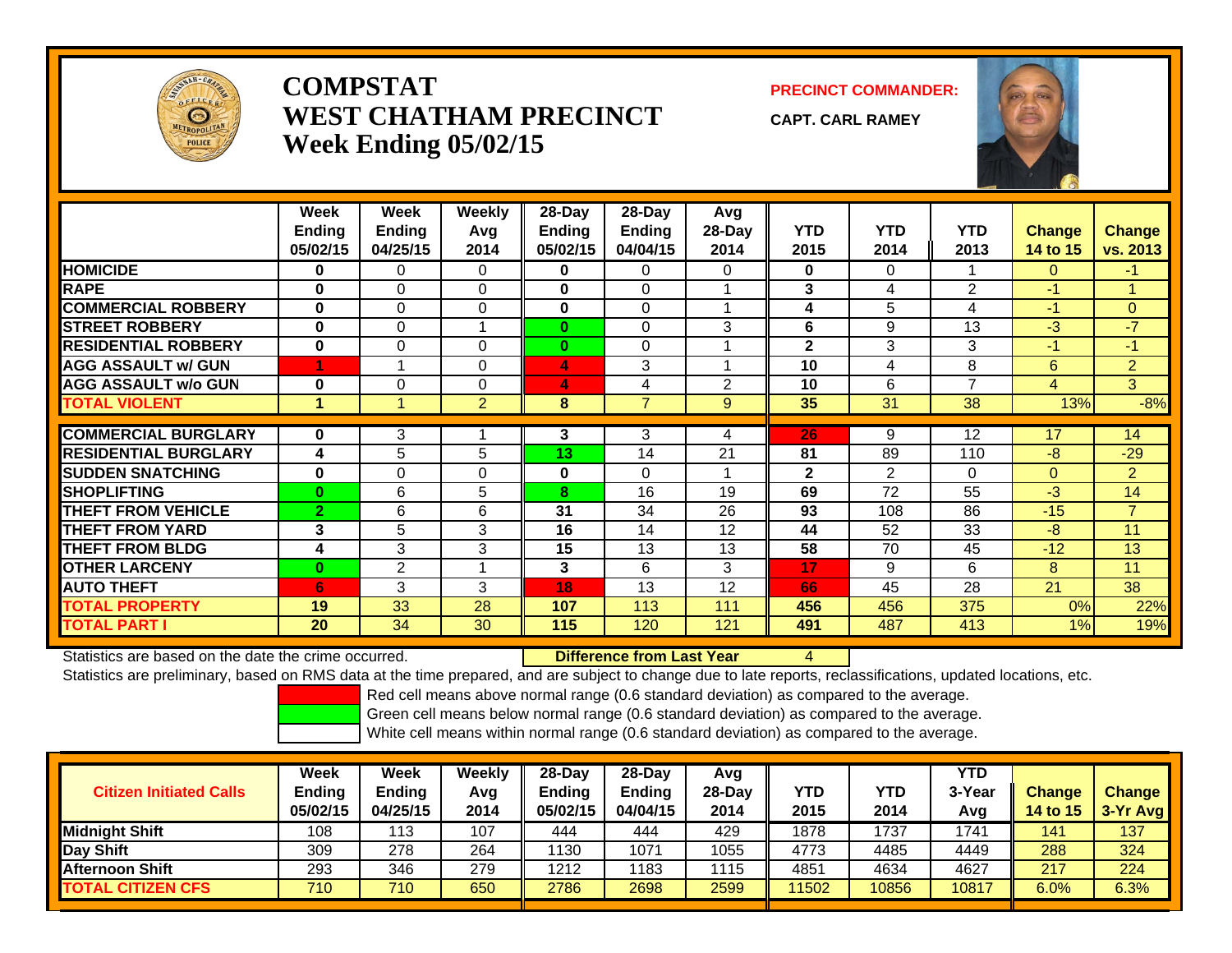# COMPSTAT
# WEST CHATHAM PRECINCT
## Week Ending 05/02/15

**PRECINCT COMMANDER:**

**CAPT. CARL RAMEY**

| | Week Ending 05/02/15 | Week Ending 04/25/15 | Weekly Avg 2014 | 28-Day Ending 05/02/15 | 28-Day Ending 04/04/15 | Avg 28-Day 2014 | YTD 2015 | YTD 2014 | YTD 2013 | Change 14 to 15 | Change vs. 2013 |
|---|---|---|---|---|---|---|---|---|---|---|---|
| HOMICIDE | 0 | 0 | 0 | 0 | 0 | 0 | 0 | 0 | 1 | 0 | -1 |
| RAPE | 0 | 0 | 0 | 0 | 0 | 1 | 3 | 4 | 2 | -1 | 1 |
| COMMERCIAL ROBBERY | 0 | 0 | 0 | 0 | 0 | 1 | 4 | 5 | 4 | -1 | 0 |
| STREET ROBBERY | 0 | 0 | 1 | 0 | 0 | 3 | 6 | 9 | 13 | -3 | -7 |
| RESIDENTIAL ROBBERY | 0 | 0 | 0 | 0 | 0 | 1 | 2 | 3 | 3 | -1 | -1 |
| AGG ASSAULT w/ GUN | 1 | 1 | 0 | 4 | 3 | 1 | 10 | 4 | 8 | 6 | 2 |
| AGG ASSAULT w/o GUN | 0 | 0 | 0 | 4 | 4 | 2 | 10 | 6 | 7 | 4 | 3 |
| TOTAL VIOLENT | 1 | 1 | 2 | 8 | 7 | 9 | 35 | 31 | 38 | 13% | -8% |
| COMMERCIAL BURGLARY | 0 | 3 | 1 | 3 | 3 | 4 | 26 | 9 | 12 | 17 | 14 |
| RESIDENTIAL BURGLARY | 4 | 5 | 5 | 13 | 14 | 21 | 81 | 89 | 110 | -8 | -29 |
| SUDDEN SNATCHING | 0 | 0 | 0 | 0 | 0 | 1 | 2 | 2 | 0 | 0 | 2 |
| SHOPLIFTING | 0 | 6 | 5 | 8 | 16 | 19 | 69 | 72 | 55 | -3 | 14 |
| THEFT FROM VEHICLE | 2 | 6 | 6 | 31 | 34 | 26 | 93 | 108 | 86 | -15 | 7 |
| THEFT FROM YARD | 3 | 5 | 3 | 16 | 14 | 12 | 44 | 52 | 33 | -8 | 11 |
| THEFT FROM BLDG | 4 | 3 | 3 | 15 | 13 | 13 | 58 | 70 | 45 | -12 | 13 |
| OTHER LARCENY | 0 | 2 | 1 | 3 | 6 | 3 | 17 | 9 | 6 | 8 | 11 |
| AUTO THEFT | 6 | 3 | 3 | 18 | 13 | 12 | 66 | 45 | 28 | 21 | 38 |
| TOTAL PROPERTY | 19 | 33 | 28 | 107 | 113 | 111 | 456 | 456 | 375 | 0% | 22% |
| TOTAL PART I | 20 | 34 | 30 | 115 | 120 | 121 | 491 | 487 | 413 | 1% | 19% |

Statistics are based on the date the crime occurred. **Difference from Last Year** 4

Statistics are preliminary, based on RMS data at the time prepared, and are subject to change due to late reports, reclassifications, updated locations, etc.

Red cell means above normal range (0.6 standard deviation) as compared to the average.
Green cell means below normal range (0.6 standard deviation) as compared to the average.
White cell means within normal range (0.6 standard deviation) as compared to the average.

| Citizen Initiated Calls | Week Ending 05/02/15 | Week Ending 04/25/15 | Weekly Avg 2014 | 28-Day Ending 05/02/15 | 28-Day Ending 04/04/15 | Avg 28-Day 2014 | YTD 2015 | YTD 2014 | YTD 3-Year Avg | Change 14 to 15 | Change 3-Yr Avg |
|---|---|---|---|---|---|---|---|---|---|---|---|
| Midnight Shift | 108 | 113 | 107 | 444 | 444 | 429 | 1878 | 1737 | 1741 | 141 | 137 |
| Day Shift | 309 | 278 | 264 | 1130 | 1071 | 1055 | 4773 | 4485 | 4449 | 288 | 324 |
| Afternoon Shift | 293 | 346 | 279 | 1212 | 1183 | 1115 | 4851 | 4634 | 4627 | 217 | 224 |
| TOTAL CITIZEN CFS | 710 | 710 | 650 | 2786 | 2698 | 2599 | 11502 | 10856 | 10817 | 6.0% | 6.3% |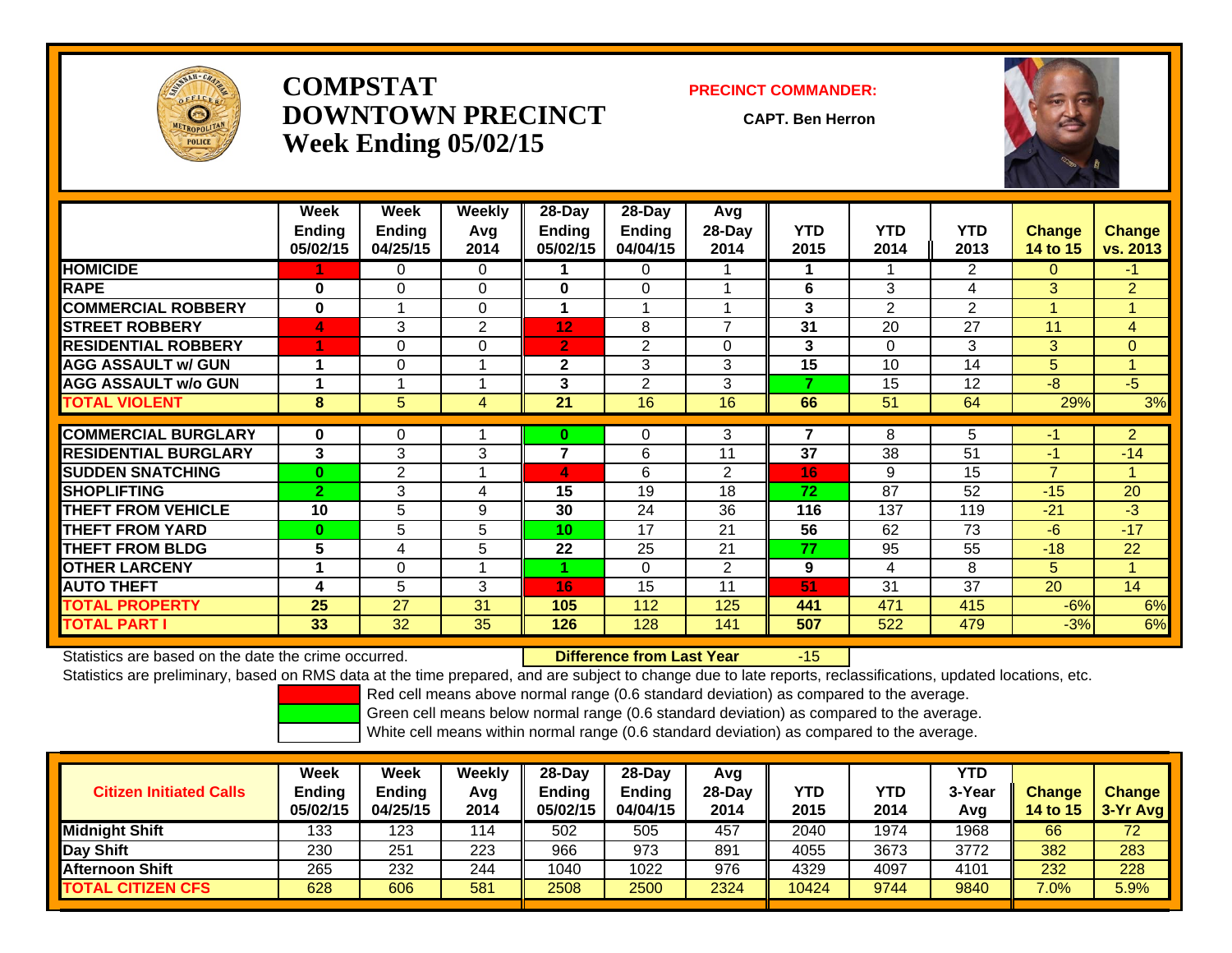# COMPSTAT DOWNTOWN PRECINCT Week Ending 05/02/15

**PRECINCT COMMANDER:**

**CAPT. Ben Herron**

| | Week Ending 05/02/15 | Week Ending 04/25/15 | Weekly Avg 2014 | 28-Day Ending 05/02/15 | 28-Day Ending 04/04/15 | Avg 28-Day 2014 | YTD 2015 | YTD 2014 | YTD 2013 | Change 14 to 15 | Change vs. 2013 |
|---|---|---|---|---|---|---|---|---|---|---|---|
| HOMICIDE | 1 | 0 | 0 | 1 | 0 | 1 | 1 | 1 | 2 | 0 | -1 |
| RAPE | 0 | 0 | 0 | 0 | 0 | 1 | 6 | 3 | 4 | 3 | 2 |
| COMMERCIAL ROBBERY | 0 | 1 | 0 | 1 | 1 | 1 | 3 | 2 | 2 | 1 | 1 |
| STREET ROBBERY | 4 | 3 | 2 | 12 | 8 | 7 | 31 | 20 | 27 | 11 | 4 |
| RESIDENTIAL ROBBERY | 1 | 0 | 0 | 2 | 2 | 0 | 3 | 0 | 3 | 3 | 0 |
| AGG ASSAULT w/ GUN | 1 | 0 | 1 | 2 | 3 | 3 | 15 | 10 | 14 | 5 | 1 |
| AGG ASSAULT w/o GUN | 1 | 1 | 1 | 3 | 2 | 3 | 7 | 15 | 12 | -8 | -5 |
| TOTAL VIOLENT | 8 | 5 | 4 | 21 | 16 | 16 | 66 | 51 | 64 | 29% | 3% |
| COMMERCIAL BURGLARY | 0 | 0 | 1 | 0 | 0 | 3 | 7 | 8 | 5 | -1 | 2 |
| RESIDENTIAL BURGLARY | 3 | 3 | 3 | 7 | 6 | 11 | 37 | 38 | 51 | -1 | -14 |
| SUDDEN SNATCHING | 0 | 2 | 1 | 4 | 6 | 2 | 16 | 9 | 15 | 7 | 1 |
| SHOPLIFTING | 2 | 3 | 4 | 15 | 19 | 18 | 72 | 87 | 52 | -15 | 20 |
| THEFT FROM VEHICLE | 10 | 5 | 9 | 30 | 24 | 36 | 116 | 137 | 119 | -21 | -3 |
| THEFT FROM YARD | 0 | 5 | 5 | 10 | 17 | 21 | 56 | 62 | 73 | -6 | -17 |
| THEFT FROM BLDG | 5 | 4 | 5 | 22 | 25 | 21 | 77 | 95 | 55 | -18 | 22 |
| OTHER LARCENY | 1 | 0 | 1 | 1 | 0 | 2 | 9 | 4 | 8 | 5 | 1 |
| AUTO THEFT | 4 | 5 | 3 | 16 | 15 | 11 | 51 | 31 | 37 | 20 | 14 |
| TOTAL PROPERTY | 25 | 27 | 31 | 105 | 112 | 125 | 441 | 471 | 415 | -6% | 6% |
| TOTAL PART I | 33 | 32 | 35 | 126 | 128 | 141 | 507 | 522 | 479 | -3% | 6% |

Statistics are based on the date the crime occurred. **Difference from Last Year** -15

Statistics are preliminary, based on RMS data at the time prepared, and are subject to change due to late reports, reclassifications, updated locations, etc.

Red cell means above normal range (0.6 standard deviation) as compared to the average.
Green cell means below normal range (0.6 standard deviation) as compared to the average.
White cell means within normal range (0.6 standard deviation) as compared to the average.

| Citizen Initiated Calls | Week Ending 05/02/15 | Week Ending 04/25/15 | Weekly Avg 2014 | 28-Day Ending 05/02/15 | 28-Day Ending 04/04/15 | Avg 28-Day 2014 | YTD 2015 | YTD 2014 | YTD 3-Year Avg | Change 14 to 15 | Change 3-Yr Avg |
|---|---|---|---|---|---|---|---|---|---|---|---|
| Midnight Shift | 133 | 123 | 114 | 502 | 505 | 457 | 2040 | 1974 | 1968 | 66 | 72 |
| Day Shift | 230 | 251 | 223 | 966 | 973 | 891 | 4055 | 3673 | 3772 | 382 | 283 |
| Afternoon Shift | 265 | 232 | 244 | 1040 | 1022 | 976 | 4329 | 4097 | 4101 | 232 | 228 |
| TOTAL CITIZEN CFS | 628 | 606 | 581 | 2508 | 2500 | 2324 | 10424 | 9744 | 9840 | 7.0% | 5.9% |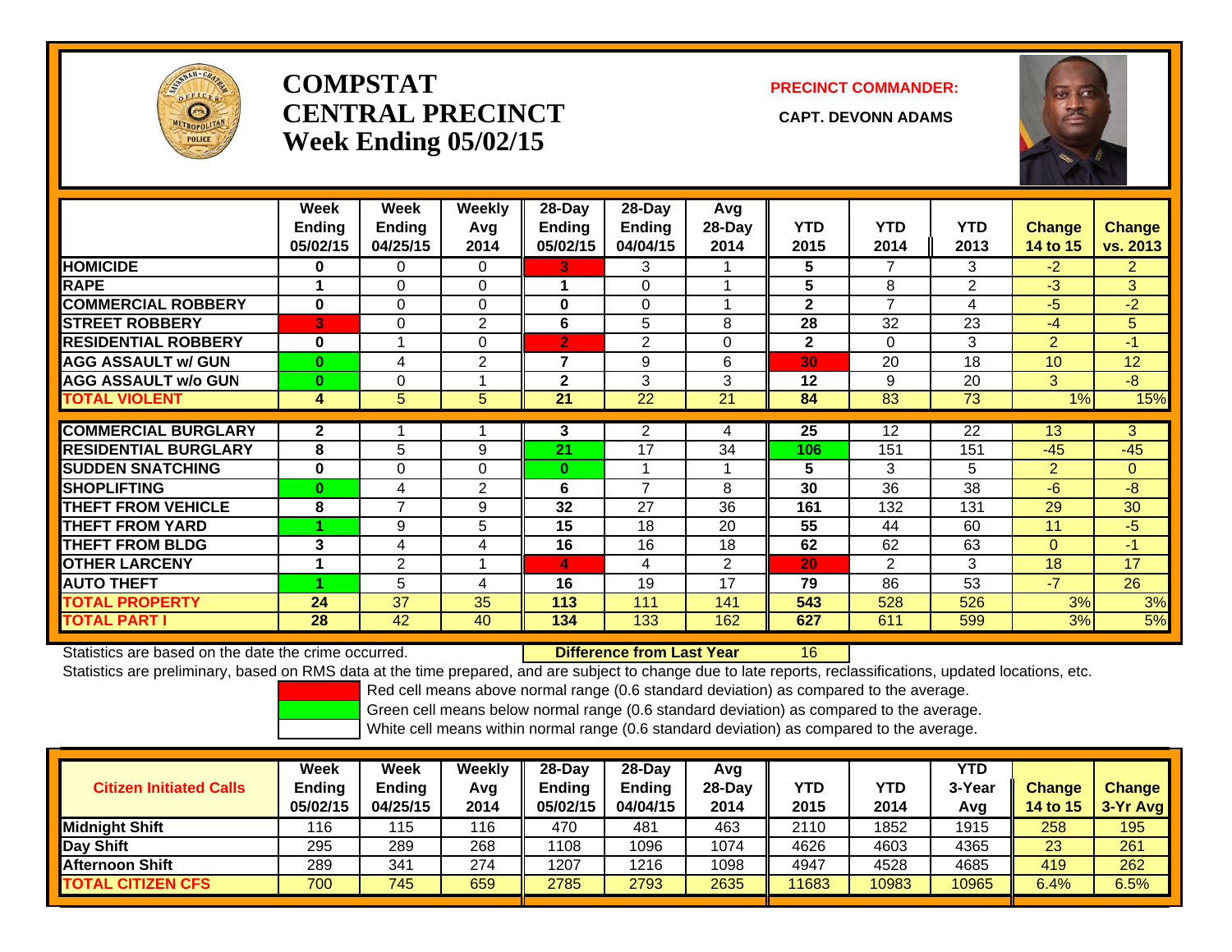# COMPSTAT
# CENTRAL PRECINCT
# Week Ending 05/02/15

**PRECINCT COMMANDER:**

**CAPT. DEVONN ADAMS**

| | Week Ending 05/02/15 | Week Ending 04/25/15 | Weekly Avg 2014 | 28-Day Ending 05/02/15 | 28-Day Ending 04/04/15 | Avg 28-Day 2014 | YTD 2015 | YTD 2014 | YTD 2013 | Change 14 to 15 | Change vs. 2013 |
|---|---|---|---|---|---|---|---|---|---|---|---|
| **HOMICIDE** | 0 | 0 | 0 | 3 | 3 | 1 | 5 | 7 | 3 | -2 | 2 |
| **RAPE** | 1 | 0 | 0 | 1 | 0 | 1 | 5 | 8 | 2 | -3 | 3 |
| **COMMERCIAL ROBBERY** | 0 | 0 | 0 | 0 | 0 | 1 | 2 | 7 | 4 | -5 | -2 |
| **STREET ROBBERY** | 3 | 0 | 2 | 6 | 5 | 8 | 28 | 32 | 23 | -4 | 5 |
| **RESIDENTIAL ROBBERY** | 0 | 1 | 0 | 2 | 2 | 0 | 2 | 0 | 3 | 2 | -1 |
| **AGG ASSAULT w/ GUN** | 0 | 4 | 2 | 7 | 9 | 6 | 30 | 20 | 18 | 10 | 12 |
| **AGG ASSAULT w/o GUN** | 0 | 0 | 1 | 2 | 3 | 3 | 12 | 9 | 20 | 3 | -8 |
| **TOTAL VIOLENT** | 4 | 5 | 5 | 21 | 22 | 21 | 84 | 83 | 73 | 1% | 15% |
| **COMMERCIAL BURGLARY** | 2 | 1 | 1 | 3 | 2 | 4 | 25 | 12 | 22 | 13 | 3 |
| **RESIDENTIAL BURGLARY** | 8 | 5 | 9 | 21 | 17 | 34 | 106 | 151 | 151 | -45 | -45 |
| **SUDDEN SNATCHING** | 0 | 0 | 0 | 0 | 1 | 1 | 5 | 3 | 5 | 2 | 0 |
| **SHOPLIFTING** | 0 | 4 | 2 | 6 | 7 | 8 | 30 | 36 | 38 | -6 | -8 |
| **THEFT FROM VEHICLE** | 8 | 7 | 9 | 32 | 27 | 36 | 161 | 132 | 131 | 29 | 30 |
| **THEFT FROM YARD** | 1 | 9 | 5 | 15 | 18 | 20 | 55 | 44 | 60 | 11 | -5 |
| **THEFT FROM BLDG** | 3 | 4 | 4 | 16 | 16 | 18 | 62 | 62 | 63 | 0 | -1 |
| **OTHER LARCENY** | 1 | 2 | 1 | 4 | 4 | 2 | 20 | 2 | 3 | 18 | 17 |
| **AUTO THEFT** | 1 | 5 | 4 | 16 | 19 | 17 | 79 | 86 | 53 | -7 | 26 |
| **TOTAL PROPERTY** | 24 | 37 | 35 | 113 | 111 | 141 | 543 | 528 | 526 | 3% | 3% |
| **TOTAL PART I** | 28 | 42 | 40 | 134 | 133 | 162 | 627 | 611 | 599 | 3% | 5% |

Statistics are based on the date the crime occurred. **Difference from Last Year** 16

Statistics are preliminary, based on RMS data at the time prepared, and are subject to change due to late reports, reclassifications, updated locations, etc.

Red cell means above normal range (0.6 standard deviation) as compared to the average.
Green cell means below normal range (0.6 standard deviation) as compared to the average.
White cell means within normal range (0.6 standard deviation) as compared to the average.

| Citizen Initiated Calls | Week Ending 05/02/15 | Week Ending 04/25/15 | Weekly Avg 2014 | 28-Day Ending 05/02/15 | 28-Day Ending 04/04/15 | Avg 28-Day 2014 | YTD 2015 | YTD 2014 | YTD 3-Year Avg | Change 14 to 15 | Change 3-Yr Avg |
|---|---|---|---|---|---|---|---|---|---|---|---|
| **Midnight Shift** | 116 | 115 | 116 | 470 | 481 | 463 | 2110 | 1852 | 1915 | 258 | 195 |
| **Day Shift** | 295 | 289 | 268 | 1108 | 1096 | 1074 | 4626 | 4603 | 4365 | 23 | 261 |
| **Afternoon Shift** | 289 | 341 | 274 | 1207 | 1216 | 1098 | 4947 | 4528 | 4685 | 419 | 262 |
| **TOTAL CITIZEN CFS** | 700 | 745 | 659 | 2785 | 2793 | 2635 | 11683 | 10983 | 10965 | 6.4% | 6.5% |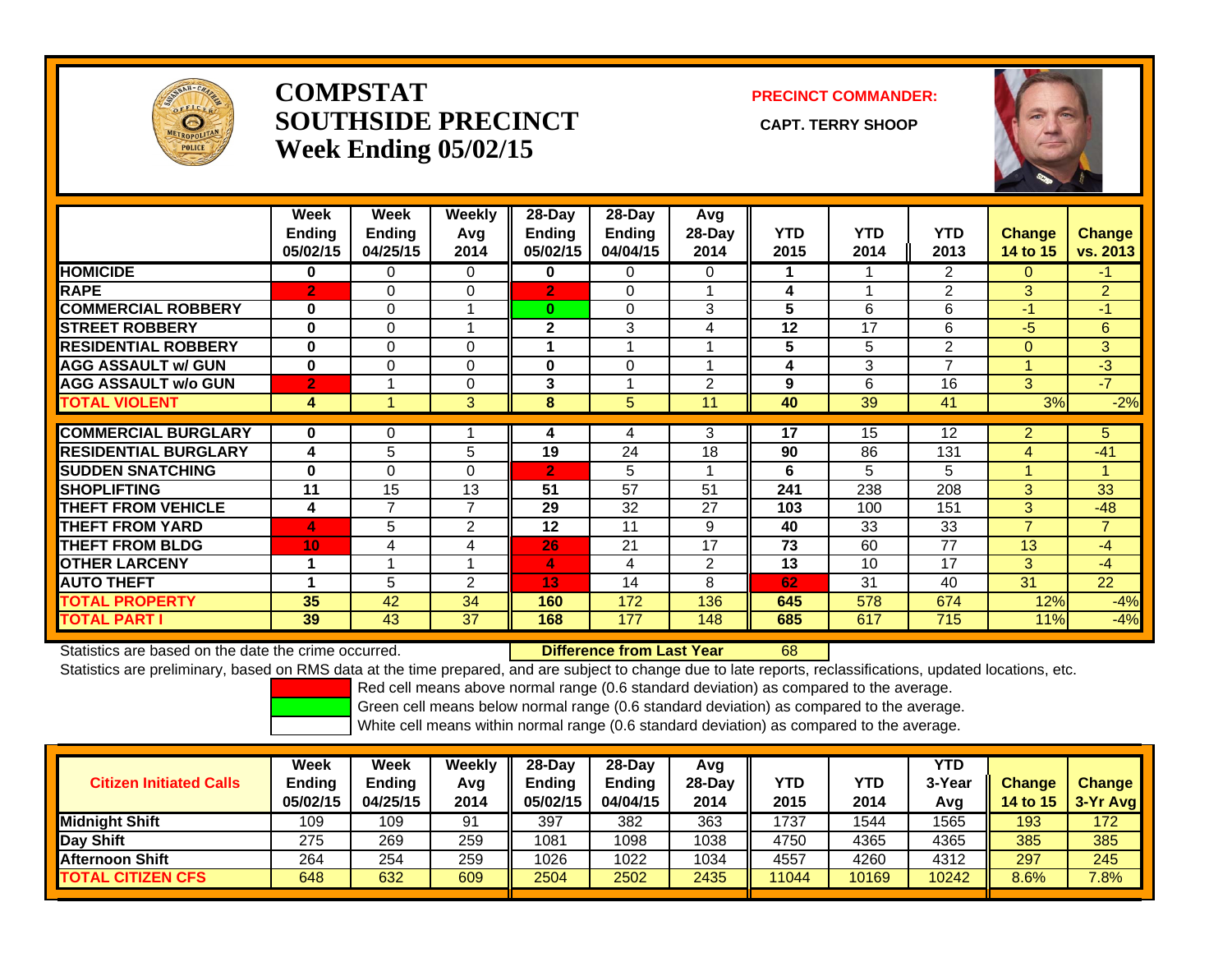# COMPSTAT SOUTHSIDE PRECINCT
## Week Ending 05/02/15

**PRECINCT COMMANDER:**

**CAPT. TERRY SHOOP**

| | Week Ending 05/02/15 | Week Ending 04/25/15 | Weekly Avg 2014 | 28-Day Ending 05/02/15 | 28-Day Ending 04/04/15 | Avg 28-Day 2014 | YTD 2015 | YTD 2014 | YTD 2013 | Change 14 to 15 | Change vs. 2013 |
|---|---|---|---|---|---|---|---|---|---|---|---|
| HOMICIDE | 0 | 0 | 0 | 0 | 0 | 0 | 1 | 1 | 2 | 0 | -1 |
| RAPE | 2 | 0 | 0 | 2 | 0 | 1 | 4 | 1 | 2 | 3 | 2 |
| COMMERCIAL ROBBERY | 0 | 0 | 1 | 0 | 0 | 3 | 5 | 6 | 6 | -1 | -1 |
| STREET ROBBERY | 0 | 0 | 1 | 2 | 3 | 4 | 12 | 17 | 6 | -5 | 6 |
| RESIDENTIAL ROBBERY | 0 | 0 | 0 | 1 | 1 | 1 | 5 | 5 | 2 | 0 | 3 |
| AGG ASSAULT w/ GUN | 0 | 0 | 0 | 0 | 0 | 1 | 4 | 3 | 7 | 1 | -3 |
| AGG ASSAULT w/o GUN | 2 | 1 | 0 | 3 | 1 | 2 | 9 | 6 | 16 | 3 | -7 |
| TOTAL VIOLENT | 4 | 1 | 3 | 8 | 5 | 11 | 40 | 39 | 41 | 3% | -2% |
| COMMERCIAL BURGLARY | 0 | 0 | 1 | 4 | 4 | 3 | 17 | 15 | 12 | 2 | 5 |
| RESIDENTIAL BURGLARY | 4 | 5 | 5 | 19 | 24 | 18 | 90 | 86 | 131 | 4 | -41 |
| SUDDEN SNATCHING | 0 | 0 | 0 | 2 | 5 | 1 | 6 | 5 | 5 | 1 | 1 |
| SHOPLIFTING | 11 | 15 | 13 | 51 | 57 | 51 | 241 | 238 | 208 | 3 | 33 |
| THEFT FROM VEHICLE | 4 | 7 | 7 | 29 | 32 | 27 | 103 | 100 | 151 | 3 | -48 |
| THEFT FROM YARD | 4 | 5 | 2 | 12 | 11 | 9 | 40 | 33 | 33 | 7 | 7 |
| THEFT FROM BLDG | 10 | 4 | 4 | 26 | 21 | 17 | 73 | 60 | 77 | 13 | -4 |
| OTHER LARCENY | 1 | 1 | 1 | 4 | 4 | 2 | 13 | 10 | 17 | 3 | -4 |
| AUTO THEFT | 1 | 5 | 2 | 13 | 14 | 8 | 62 | 31 | 40 | 31 | 22 |
| TOTAL PROPERTY | 35 | 42 | 34 | 160 | 172 | 136 | 645 | 578 | 674 | 12% | -4% |
| TOTAL PART I | 39 | 43 | 37 | 168 | 177 | 148 | 685 | 617 | 715 | 11% | -4% |

Statistics are based on the date the crime occurred. **Difference from Last Year** 68

Statistics are preliminary, based on RMS data at the time prepared, and are subject to change due to late reports, reclassifications, updated locations, etc.

Red cell means above normal range (0.6 standard deviation) as compared to the average.

Green cell means below normal range (0.6 standard deviation) as compared to the average.

White cell means within normal range (0.6 standard deviation) as compared to the average.

| Citizen Initiated Calls | Week Ending 05/02/15 | Week Ending 04/25/15 | Weekly Avg 2014 | 28-Day Ending 05/02/15 | 28-Day Ending 04/04/15 | Avg 28-Day 2014 | YTD 2015 | YTD 2014 | YTD 3-Year Avg | Change 14 to 15 | Change 3-Yr Avg |
|---|---|---|---|---|---|---|---|---|---|---|---|
| Midnight Shift | 109 | 109 | 91 | 397 | 382 | 363 | 1737 | 1544 | 1565 | 193 | 172 |
| Day Shift | 275 | 269 | 259 | 1081 | 1098 | 1038 | 4750 | 4365 | 4365 | 385 | 385 |
| Afternoon Shift | 264 | 254 | 259 | 1026 | 1022 | 1034 | 4557 | 4260 | 4312 | 297 | 245 |
| TOTAL CITIZEN CFS | 648 | 632 | 609 | 2504 | 2502 | 2435 | 11044 | 10169 | 10242 | 8.6% | 7.8% |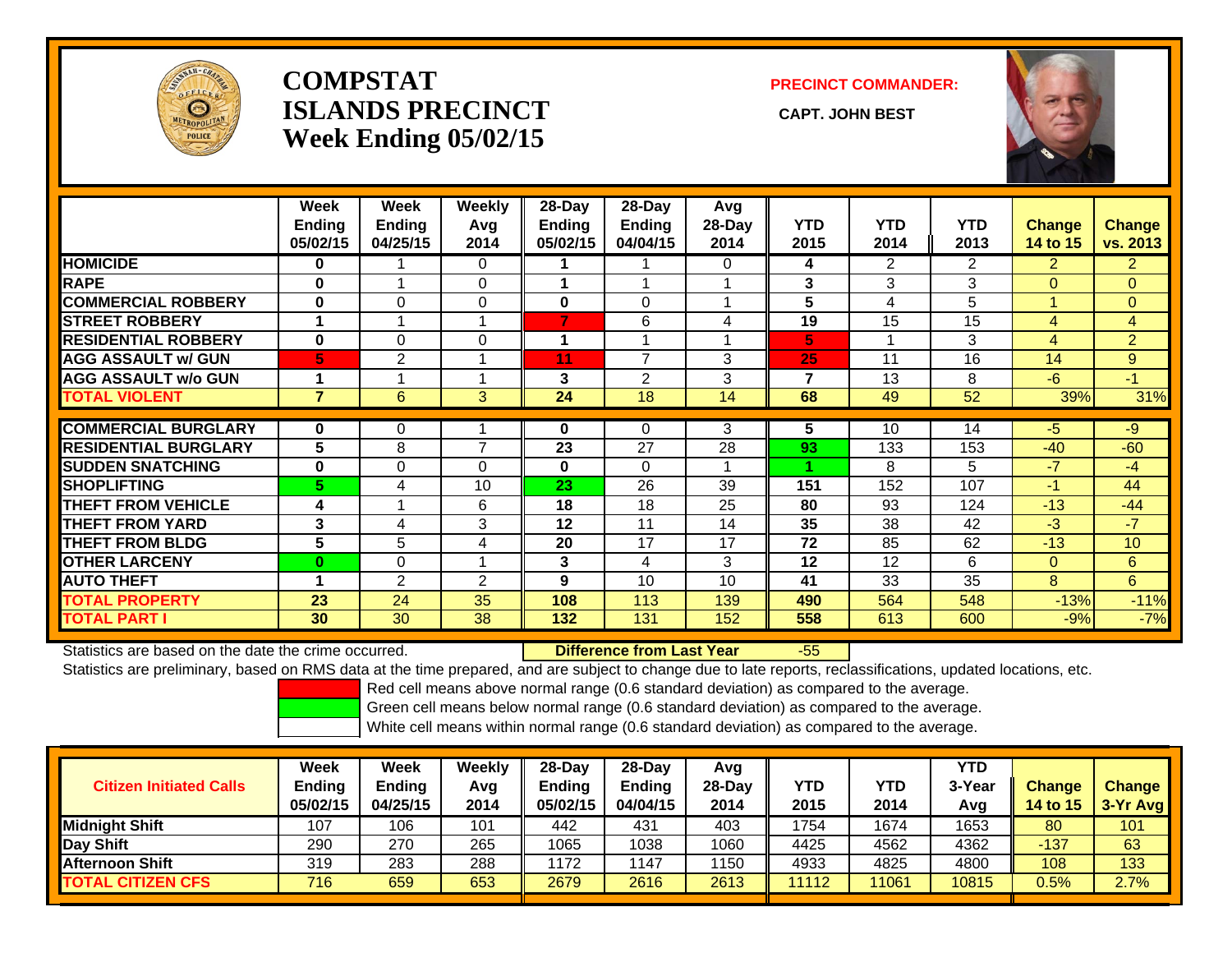# COMPSTAT
# ISLANDS PRECINCT
# Week Ending 05/02/15

**PRECINCT COMMANDER:**

**CAPT. JOHN BEST**

| | Week Ending 05/02/15 | Week Ending 04/25/15 | Weekly Avg 2014 | 28-Day Ending 05/02/15 | 28-Day Ending 04/04/15 | Avg 28-Day 2014 | YTD 2015 | YTD 2014 | YTD 2013 | Change 14 to 15 | Change vs. 2013 |
|---|---|---|---|---|---|---|---|---|---|---|---|
| HOMICIDE | 0 | 1 | 0 | 1 | 1 | 0 | 4 | 2 | 2 | 2 | 2 |
| RAPE | 0 | 1 | 0 | 1 | 1 | 1 | 3 | 3 | 3 | 0 | 0 |
| COMMERCIAL ROBBERY | 0 | 0 | 0 | 0 | 0 | 1 | 5 | 4 | 5 | 1 | 0 |
| STREET ROBBERY | 1 | 1 | 1 | 7 | 6 | 4 | 19 | 15 | 15 | 4 | 4 |
| RESIDENTIAL ROBBERY | 0 | 0 | 0 | 1 | 1 | 1 | 5 | 1 | 3 | 4 | 2 |
| AGG ASSAULT w/ GUN | 5 | 2 | 1 | 11 | 7 | 3 | 25 | 11 | 16 | 14 | 9 |
| AGG ASSAULT w/o GUN | 1 | 1 | 1 | 3 | 2 | 3 | 7 | 13 | 8 | -6 | -1 |
| TOTAL VIOLENT | 7 | 6 | 3 | 24 | 18 | 14 | 68 | 49 | 52 | 39% | 31% |
| COMMERCIAL BURGLARY | 0 | 0 | 1 | 0 | 0 | 3 | 5 | 10 | 14 | -5 | -9 |
| RESIDENTIAL BURGLARY | 5 | 8 | 7 | 23 | 27 | 28 | 93 | 133 | 153 | -40 | -60 |
| SUDDEN SNATCHING | 0 | 0 | 0 | 0 | 0 | 1 | 1 | 8 | 5 | -7 | -4 |
| SHOPLIFTING | 5 | 4 | 10 | 23 | 26 | 39 | 151 | 152 | 107 | -1 | 44 |
| THEFT FROM VEHICLE | 4 | 1 | 6 | 18 | 18 | 25 | 80 | 93 | 124 | -13 | -44 |
| THEFT FROM YARD | 3 | 4 | 3 | 12 | 11 | 14 | 35 | 38 | 42 | -3 | -7 |
| THEFT FROM BLDG | 5 | 5 | 4 | 20 | 17 | 17 | 72 | 85 | 62 | -13 | 10 |
| OTHER LARCENY | 0 | 0 | 1 | 3 | 4 | 3 | 12 | 12 | 6 | 0 | 6 |
| AUTO THEFT | 1 | 2 | 2 | 9 | 10 | 10 | 41 | 33 | 35 | 8 | 6 |
| TOTAL PROPERTY | 23 | 24 | 35 | 108 | 113 | 139 | 490 | 564 | 548 | -13% | -11% |
| TOTAL PART I | 30 | 30 | 38 | 132 | 131 | 152 | 558 | 613 | 600 | -9% | -7% |

Statistics are based on the date the crime occurred. **Difference from Last Year** -55

Statistics are preliminary, based on RMS data at the time prepared, and are subject to change due to late reports, reclassifications, updated locations, etc.

Red cell means above normal range (0.6 standard deviation) as compared to the average.

Green cell means below normal range (0.6 standard deviation) as compared to the average.

White cell means within normal range (0.6 standard deviation) as compared to the average.

| Citizen Initiated Calls | Week Ending 05/02/15 | Week Ending 04/25/15 | Weekly Avg 2014 | 28-Day Ending 05/02/15 | 28-Day Ending 04/04/15 | Avg 28-Day 2014 | YTD 2015 | YTD 2014 | YTD 3-Year Avg | Change 14 to 15 | Change 3-Yr Avg |
|---|---|---|---|---|---|---|---|---|---|---|---|
| Midnight Shift | 107 | 106 | 101 | 442 | 431 | 403 | 1754 | 1674 | 1653 | 80 | 101 |
| Day Shift | 290 | 270 | 265 | 1065 | 1038 | 1060 | 4425 | 4562 | 4362 | -137 | 63 |
| Afternoon Shift | 319 | 283 | 288 | 1172 | 1147 | 1150 | 4933 | 4825 | 4800 | 108 | 133 |
| TOTAL CITIZEN CFS | 716 | 659 | 653 | 2679 | 2616 | 2613 | 11112 | 11061 | 10815 | 0.5% | 2.7% |